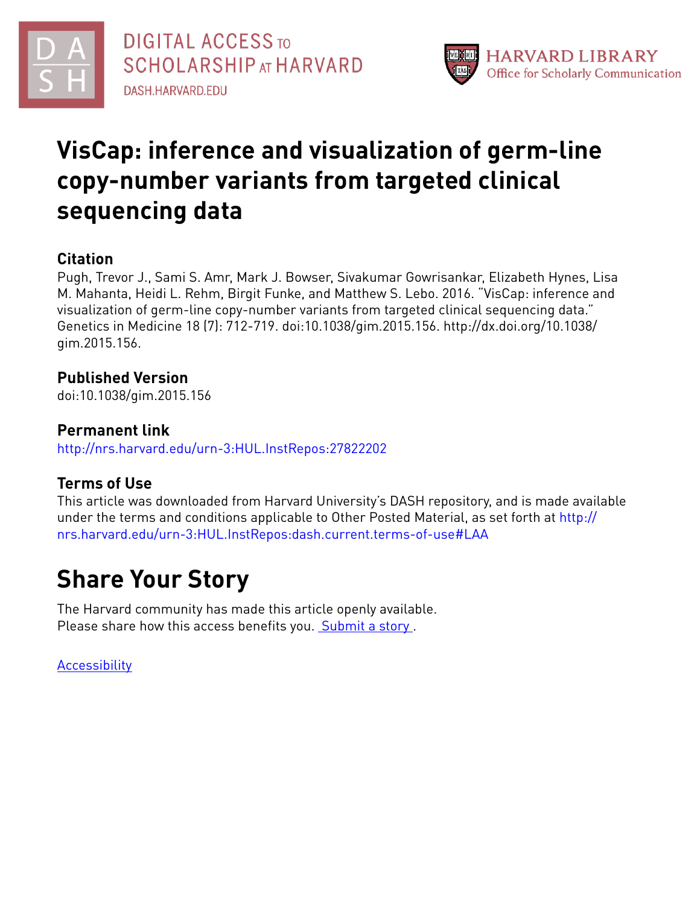DIGITAL ACCESS TO SCHOLARSHIP AT HARVARD
DASH.HARVARD.EDU

HARVARD LIBRARY
Office for Scholarly Communication

# VisCap: inference and visualization of germ-line copy-number variants from targeted clinical sequencing data

## Citation

Pugh, Trevor J., Sami S. Amr, Mark J. Bowser, Sivakumar Gowrisankar, Elizabeth Hynes, Lisa M. Mahanta, Heidi L. Rehm, Birgit Funke, and Matthew S. Lebo. 2016. "VisCap: inference and visualization of germ-line copy-number variants from targeted clinical sequencing data." Genetics in Medicine 18 (7): 712-719. doi:10.1038/gim.2015.156. http://dx.doi.org/10.1038/gim.2015.156.

## Published Version

doi:10.1038/gim.2015.156

## Permanent link

http://nrs.harvard.edu/urn-3:HUL.InstRepos:27822202

## Terms of Use

This article was downloaded from Harvard University's DASH repository, and is made available under the terms and conditions applicable to Other Posted Material, as set forth at http://nrs.harvard.edu/urn-3:HUL.InstRepos:dash.current.terms-of-use#LAA

# Share Your Story

The Harvard community has made this article openly available.
Please share how this access benefits you. Submit a story.

Accessibility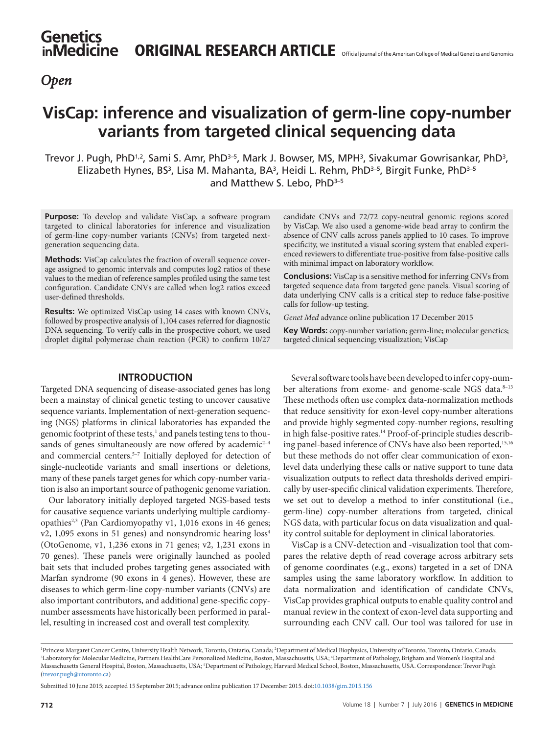# Genetics inMedicine | ORIGINAL RESEARCH ARTICLE

*Open*

# VisCap: inference and visualization of germ-line copy-number variants from targeted clinical sequencing data

Trevor J. Pugh, PhD[1,2], Sami S. Amr, PhD[3–5], Mark J. Bowser, MS, MPH[3], Sivakumar Gowrisankar, PhD[3], Elizabeth Hynes, BS[3], Lisa M. Mahanta, BA[3], Heidi L. Rehm, PhD[3–5], Birgit Funke, PhD[3–5] and Matthew S. Lebo, PhD[3–5]

**Purpose:** To develop and validate VisCap, a software program targeted to clinical laboratories for inference and visualization of germ-line copy-number variants (CNVs) from targeted next-generation sequencing data.

**Methods:** VisCap calculates the fraction of overall sequence coverage assigned to genomic intervals and computes log2 ratios of these values to the median of reference samples profiled using the same test configuration. Candidate CNVs are called when log2 ratios exceed user-defined thresholds.

**Results:** We optimized VisCap using 14 cases with known CNVs, followed by prospective analysis of 1,104 cases referred for diagnostic DNA sequencing. To verify calls in the prospective cohort, we used droplet digital polymerase chain reaction (PCR) to confirm 10/27 candidate CNVs and 72/72 copy-neutral genomic regions scored by VisCap. We also used a genome-wide bead array to confirm the absence of CNV calls across panels applied to 10 cases. To improve specificity, we instituted a visual scoring system that enabled experienced reviewers to differentiate true-positive from false-positive calls with minimal impact on laboratory workflow.

**Conclusions:** VisCap is a sensitive method for inferring CNVs from targeted sequence data from targeted gene panels. Visual scoring of data underlying CNV calls is a critical step to reduce false-positive calls for follow-up testing.

*Genet Med* advance online publication 17 December 2015

**Key Words:** copy-number variation; germ-line; molecular genetics; targeted clinical sequencing; visualization; VisCap

## INTRODUCTION

Targeted DNA sequencing of disease-associated genes has long been a mainstay of clinical genetic testing to uncover causative sequence variants. Implementation of next-generation sequencing (NGS) platforms in clinical laboratories has expanded the genomic footprint of these tests,[1] and panels testing tens to thousands of genes simultaneously are now offered by academic[2–4] and commercial centers.[5–7] Initially deployed for detection of single-nucleotide variants and small insertions or deletions, many of these panels target genes for which copy-number variation is also an important source of pathogenic genome variation.

Our laboratory initially deployed targeted NGS-based tests for causative sequence variants underlying multiple cardiomyopathies[2,3] (Pan Cardiomyopathy v1, 1,016 exons in 46 genes; v2, 1,095 exons in 51 genes) and nonsyndromic hearing loss[4] (OtoGenome, v1, 1,236 exons in 71 genes; v2, 1,231 exons in 70 genes). These panels were originally launched as pooled bait sets that included probes targeting genes associated with Marfan syndrome (90 exons in 4 genes). However, these are diseases to which germ-line copy-number variants (CNVs) are also important contributors, and additional gene-specific copy-number assessments have historically been performed in parallel, resulting in increased cost and overall test complexity.

Several software tools have been developed to infer copy-number alterations from exome- and genome-scale NGS data.[8–13] These methods often use complex data-normalization methods that reduce sensitivity for exon-level copy-number alterations and provide highly segmented copy-number regions, resulting in high false-positive rates.[14] Proof-of-principle studies describing panel-based inference of CNVs have also been reported,[15,16] but these methods do not offer clear communication of exon-level data underlying these calls or native support to tune data visualization outputs to reflect data thresholds derived empirically by user-specific clinical validation experiments. Therefore, we set out to develop a method to infer constitutional (i.e., germ-line) copy-number alterations from targeted, clinical NGS data, with particular focus on data visualization and quality control suitable for deployment in clinical laboratories.

VisCap is a CNV-detection and -visualization tool that compares the relative depth of read coverage across arbitrary sets of genome coordinates (e.g., exons) targeted in a set of DNA samples using the same laboratory workflow. In addition to data normalization and identification of candidate CNVs, VisCap provides graphical outputs to enable quality control and manual review in the context of exon-level data supporting and surrounding each CNV call. Our tool was tailored for use in

[1]Princess Margaret Cancer Centre, University Health Network, Toronto, Ontario, Canada; [2]Department of Medical Biophysics, University of Toronto, Toronto, Ontario, Canada; [3]Laboratory for Molecular Medicine, Partners HealthCare Personalized Medicine, Boston, Massachusetts, USA; [4]Department of Pathology, Brigham and Women's Hospital and Massachusetts General Hospital, Boston, Massachusetts, USA; [5]Department of Pathology, Harvard Medical School, Boston, Massachusetts, USA. Correspondence: Trevor Pugh (trevor.pugh@utoronto.ca)

Submitted 10 June 2015; accepted 15 September 2015; advance online publication 17 December 2015. doi:10.1038/gim.2015.156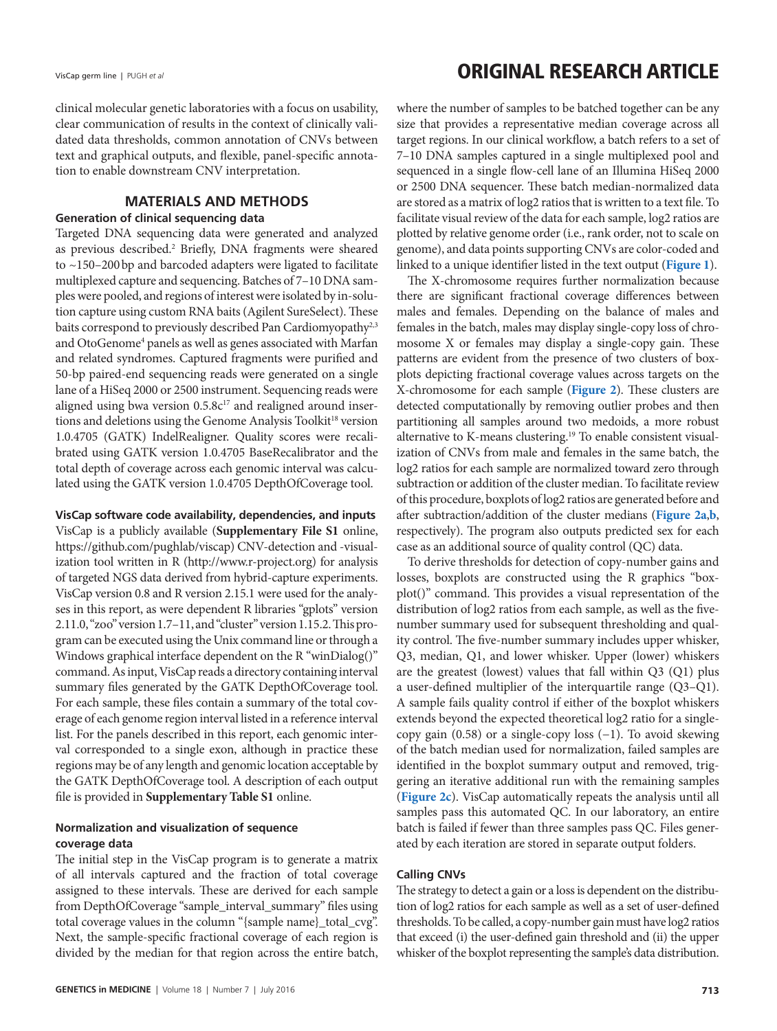clinical molecular genetic laboratories with a focus on usability, clear communication of results in the context of clinically validated data thresholds, common annotation of CNVs between text and graphical outputs, and flexible, panel-specific annotation to enable downstream CNV interpretation.

## MATERIALS AND METHODS

### Generation of clinical sequencing data

Targeted DNA sequencing data were generated and analyzed as previous described.[2] Briefly, DNA fragments were sheared to ~150–200 bp and barcoded adapters were ligated to facilitate multiplexed capture and sequencing. Batches of 7–10 DNA samples were pooled, and regions of interest were isolated by in-solution capture using custom RNA baits (Agilent SureSelect). These baits correspond to previously described Pan Cardiomyopathy[2,3] and OtoGenome[4] panels as well as genes associated with Marfan and related syndromes. Captured fragments were purified and 50-bp paired-end sequencing reads were generated on a single lane of a HiSeq 2000 or 2500 instrument. Sequencing reads were aligned using bwa version 0.5.8c[17] and realigned around insertions and deletions using the Genome Analysis Toolkit[18] version 1.0.4705 (GATK) IndelRealigner. Quality scores were recalibrated using GATK version 1.0.4705 BaseRecalibrator and the total depth of coverage across each genomic interval was calculated using the GATK version 1.0.4705 DepthOfCoverage tool.

### VisCap software code availability, dependencies, and inputs

VisCap is a publicly available (**Supplementary File S1** online, https://github.com/pughlab/viscap) CNV-detection and -visualization tool written in R (http://www.r-project.org) for analysis of targeted NGS data derived from hybrid-capture experiments. VisCap version 0.8 and R version 2.15.1 were used for the analyses in this report, as were dependent R libraries "gplots" version 2.11.0, "zoo" version 1.7–11, and "cluster" version 1.15.2. This program can be executed using the Unix command line or through a Windows graphical interface dependent on the R "winDialog()" command. As input, VisCap reads a directory containing interval summary files generated by the GATK DepthOfCoverage tool. For each sample, these files contain a summary of the total coverage of each genome region interval listed in a reference interval list. For the panels described in this report, each genomic interval corresponded to a single exon, although in practice these regions may be of any length and genomic location acceptable by the GATK DepthOfCoverage tool. A description of each output file is provided in **Supplementary Table S1** online.

### Normalization and visualization of sequence coverage data

The initial step in the VisCap program is to generate a matrix of all intervals captured and the fraction of total coverage assigned to these intervals. These are derived for each sample from DepthOfCoverage "sample_interval_summary" files using total coverage values in the column "{sample name}_total_cvg". Next, the sample-specific fractional coverage of each region is divided by the median for that region across the entire batch, where the number of samples to be batched together can be any size that provides a representative median coverage across all target regions. In our clinical workflow, a batch refers to a set of 7–10 DNA samples captured in a single multiplexed pool and sequenced in a single flow-cell lane of an Illumina HiSeq 2000 or 2500 DNA sequencer. These batch median-normalized data are stored as a matrix of log2 ratios that is written to a text file. To facilitate visual review of the data for each sample, log2 ratios are plotted by relative genome order (i.e., rank order, not to scale on genome), and data points supporting CNVs are color-coded and linked to a unique identifier listed in the text output (**Figure 1**).

The X-chromosome requires further normalization because there are significant fractional coverage differences between males and females. Depending on the balance of males and females in the batch, males may display single-copy loss of chromosome X or females may display a single-copy gain. These patterns are evident from the presence of two clusters of boxplots depicting fractional coverage values across targets on the X-chromosome for each sample (**Figure 2**). These clusters are detected computationally by removing outlier probes and then partitioning all samples around two medoids, a more robust alternative to K-means clustering.[19] To enable consistent visualization of CNVs from male and females in the same batch, the log2 ratios for each sample are normalized toward zero through subtraction or addition of the cluster median. To facilitate review of this procedure, boxplots of log2 ratios are generated before and after subtraction/addition of the cluster medians (**Figure 2a**,**b**, respectively). The program also outputs predicted sex for each case as an additional source of quality control (QC) data.

To derive thresholds for detection of copy-number gains and losses, boxplots are constructed using the R graphics "boxplot()" command. This provides a visual representation of the distribution of log2 ratios from each sample, as well as the five-number summary used for subsequent thresholding and quality control. The five-number summary includes upper whisker, Q3, median, Q1, and lower whisker. Upper (lower) whiskers are the greatest (lowest) values that fall within Q3 (Q1) plus a user-defined multiplier of the interquartile range (Q3–Q1). A sample fails quality control if either of the boxplot whiskers extends beyond the expected theoretical log2 ratio for a single-copy gain (0.58) or a single-copy loss (−1). To avoid skewing of the batch median used for normalization, failed samples are identified in the boxplot summary output and removed, triggering an iterative additional run with the remaining samples (**Figure 2c**). VisCap automatically repeats the analysis until all samples pass this automated QC. In our laboratory, an entire batch is failed if fewer than three samples pass QC. Files generated by each iteration are stored in separate output folders.

### Calling CNVs

The strategy to detect a gain or a loss is dependent on the distribution of log2 ratios for each sample as well as a set of user-defined thresholds. To be called, a copy-number gain must have log2 ratios that exceed (i) the user-defined gain threshold and (ii) the upper whisker of the boxplot representing the sample's data distribution.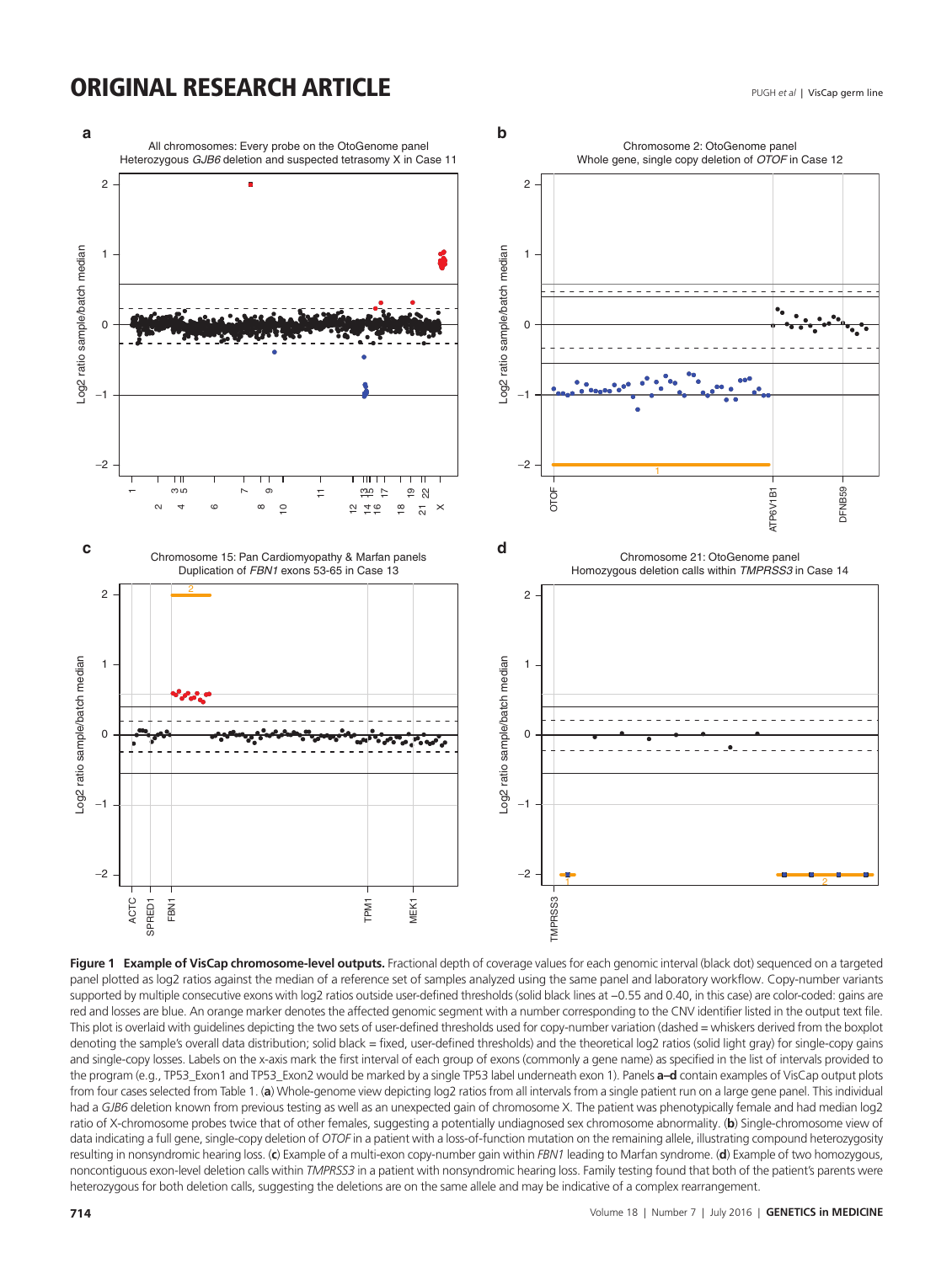**Figure 1 Example of VisCap chromosome-level outputs.** Fractional depth of coverage values for each genomic interval (black dot) sequenced on a targeted panel plotted as log2 ratios against the median of a reference set of samples analyzed using the same panel and laboratory workflow. Copy-number variants supported by multiple consecutive exons with log2 ratios outside user-defined thresholds (solid black lines at −0.55 and 0.40, in this case) are color-coded: gains are red and losses are blue. An orange marker denotes the affected genomic segment with a number corresponding to the CNV identifier listed in the output text file. This plot is overlaid with guidelines depicting the two sets of user-defined thresholds used for copy-number variation (dashed = whiskers derived from the boxplot denoting the sample's overall data distribution; solid black = fixed, user-defined thresholds) and the theoretical log2 ratios (solid light gray) for single-copy gains and single-copy losses. Labels on the x-axis mark the first interval of each group of exons (commonly a gene name) as specified in the list of intervals provided to the program (e.g., TP53_Exon1 and TP53_Exon2 would be marked by a single TP53 label underneath exon 1). Panels **a–d** contain examples of VisCap output plots from four cases selected from Table 1. (**a**) Whole-genome view depicting log2 ratios from all intervals from a single patient run on a large gene panel. This individual had a *GJB6* deletion known from previous testing as well as an unexpected gain of chromosome X. The patient was phenotypically female and had median log2 ratio of X-chromosome probes twice that of other females, suggesting a potentially undiagnosed sex chromosome abnormality. (**b**) Single-chromosome view of data indicating a full gene, single-copy deletion of *OTOF* in a patient with a loss-of-function mutation on the remaining allele, illustrating compound heterozygosity resulting in nonsyndromic hearing loss. (**c**) Example of a multi-exon copy-number gain within *FBN1* leading to Marfan syndrome. (**d**) Example of two homozygous, noncontiguous exon-level deletion calls within *TMPRSS3* in a patient with nonsyndromic hearing loss. Family testing found that both of the patient's parents were heterozygous for both deletion calls, suggesting the deletions are on the same allele and may be indicative of a complex rearrangement.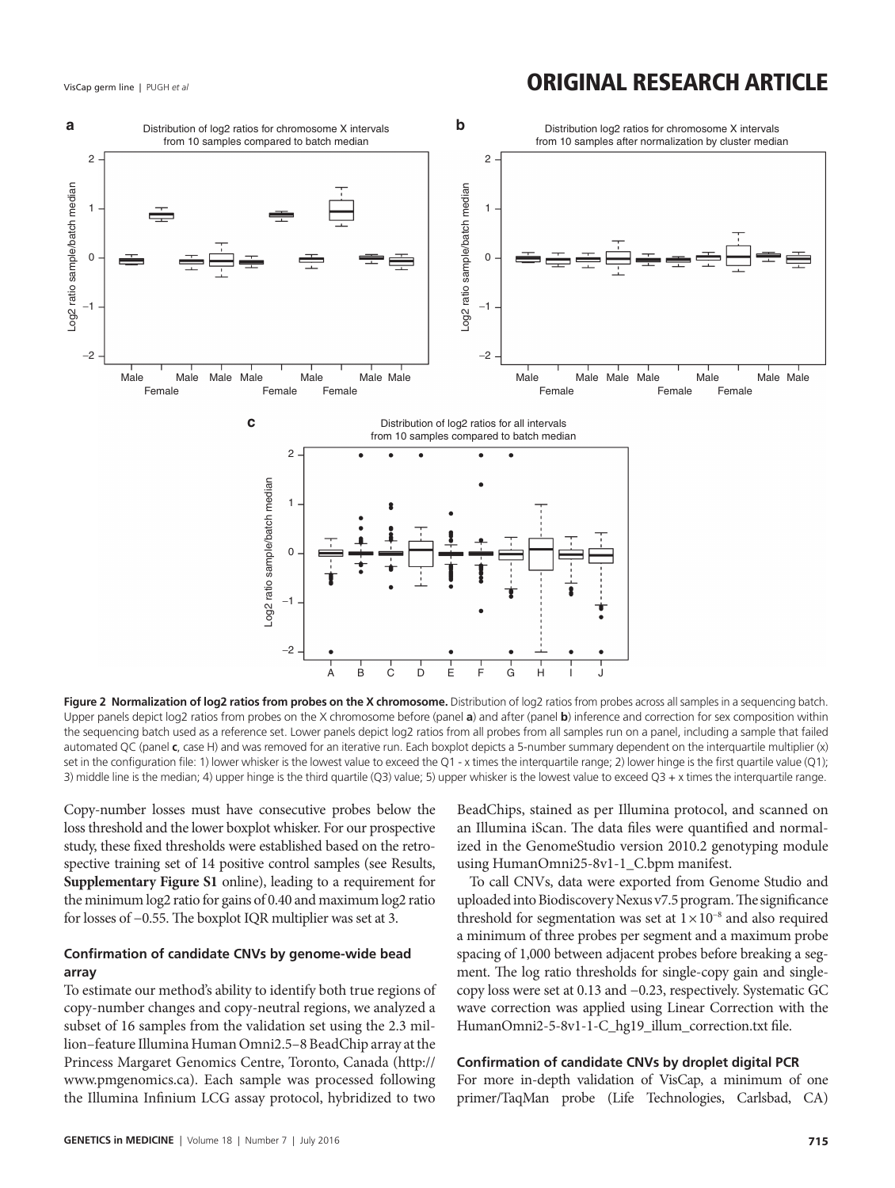**Figure 2 Normalization of log2 ratios from probes on the X chromosome.** Distribution of log2 ratios from probes across all samples in a sequencing batch. Upper panels depict log2 ratios from probes on the X chromosome before (panel **a**) and after (panel **b**) inference and correction for sex composition within the sequencing batch used as a reference set. Lower panels depict log2 ratios from all probes from all samples run on a panel, including a sample that failed automated QC (panel **c**, case H) and was removed for an iterative run. Each boxplot depicts a 5-number summary dependent on the interquartile multiplier (x) set in the configuration file: 1) lower whisker is the lowest value to exceed the Q1 - x times the interquartile range; 2) lower hinge is the first quartile value (Q1); 3) middle line is the median; 4) upper hinge is the third quartile (Q3) value; 5) upper whisker is the lowest value to exceed Q3 + x times the interquartile range.

Copy-number losses must have consecutive probes below the loss threshold and the lower boxplot whisker. For our prospective study, these fixed thresholds were established based on the retrospective training set of 14 positive control samples (see Results, **Supplementary Figure S1** online), leading to a requirement for the minimum log2 ratio for gains of 0.40 and maximum log2 ratio for losses of −0.55. The boxplot IQR multiplier was set at 3.

### Confirmation of candidate CNVs by genome-wide bead array

To estimate our method's ability to identify both true regions of copy-number changes and copy-neutral regions, we analyzed a subset of 16 samples from the validation set using the 2.3 million–feature Illumina Human Omni2.5–8 BeadChip array at the Princess Margaret Genomics Centre, Toronto, Canada (http://www.pmgenomics.ca). Each sample was processed following the Illumina Infinium LCG assay protocol, hybridized to two BeadChips, stained as per Illumina protocol, and scanned on an Illumina iScan. The data files were quantified and normalized in the GenomeStudio version 2010.2 genotyping module using HumanOmni25-8v1-1_C.bpm manifest.

To call CNVs, data were exported from Genome Studio and uploaded into Biodiscovery Nexus v7.5 program. The significance threshold for segmentation was set at $1 \times 10^{-8}$ and also required a minimum of three probes per segment and a maximum probe spacing of 1,000 between adjacent probes before breaking a segment. The log ratio thresholds for single-copy gain and single-copy loss were set at 0.13 and −0.23, respectively. Systematic GC wave correction was applied using Linear Correction with the HumanOmni2-5-8v1-1-C_hg19_illum_correction.txt file.

### Confirmation of candidate CNVs by droplet digital PCR

For more in-depth validation of VisCap, a minimum of one primer/TaqMan probe (Life Technologies, Carlsbad, CA)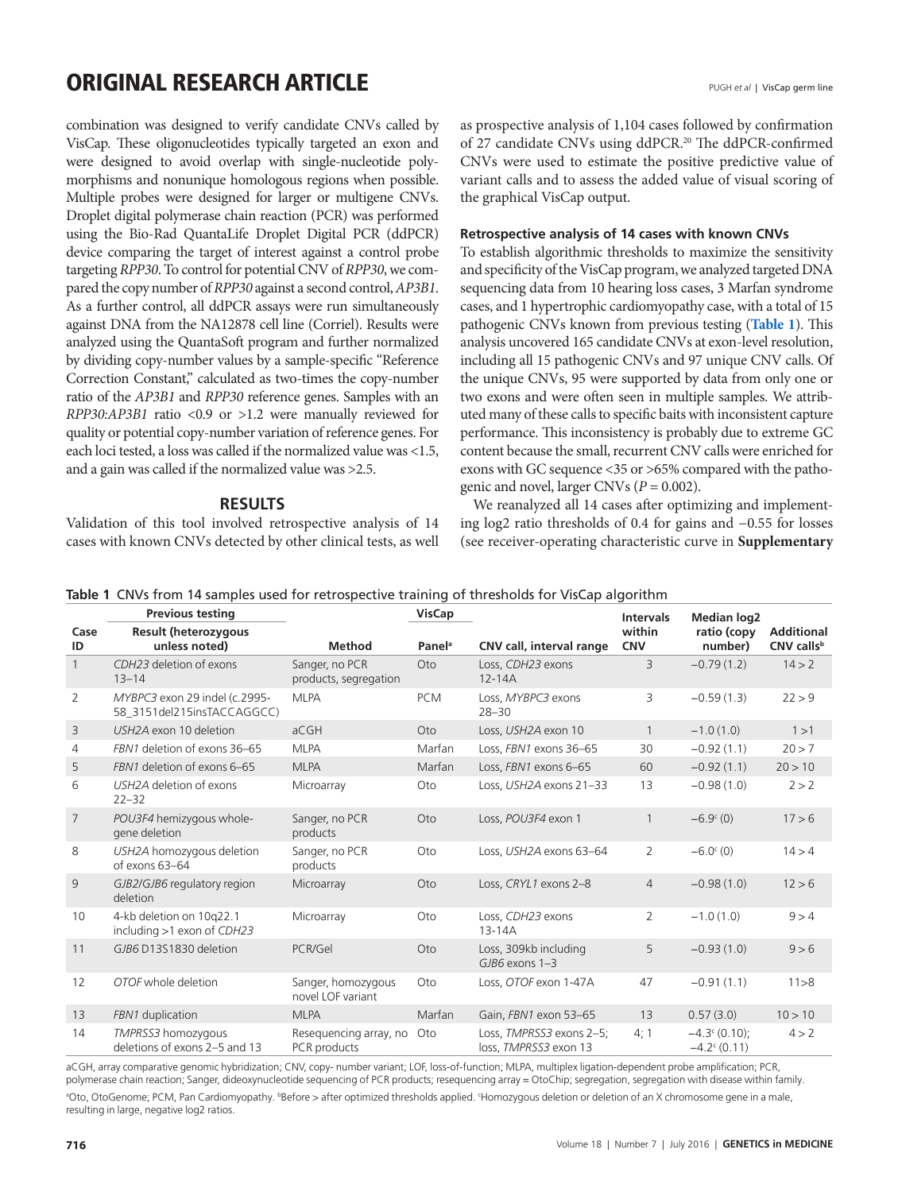combination was designed to verify candidate CNVs called by VisCap. These oligonucleotides typically targeted an exon and were designed to avoid overlap with single-nucleotide polymorphisms and nonunique homologous regions when possible. Multiple probes were designed for larger or multigene CNVs. Droplet digital polymerase chain reaction (PCR) was performed using the Bio-Rad QuantaLife Droplet Digital PCR (ddPCR) device comparing the target of interest against a control probe targeting *RPP30*. To control for potential CNV of *RPP30*, we compared the copy number of *RPP30* against a second control, *AP3B1*. As a further control, all ddPCR assays were run simultaneously against DNA from the NA12878 cell line (Corriel). Results were analyzed using the QuantaSoft program and further normalized by dividing copy-number values by a sample-specific "Reference Correction Constant," calculated as two-times the copy-number ratio of the *AP3B1* and *RPP30* reference genes. Samples with an *RPP30:AP3B1* ratio <0.9 or >1.2 were manually reviewed for quality or potential copy-number variation of reference genes. For each loci tested, a loss was called if the normalized value was <1.5, and a gain was called if the normalized value was >2.5.

## RESULTS

Validation of this tool involved retrospective analysis of 14 cases with known CNVs detected by other clinical tests, as well as prospective analysis of 1,104 cases followed by confirmation of 27 candidate CNVs using ddPCR.[20] The ddPCR-confirmed CNVs were used to estimate the positive predictive value of variant calls and to assess the added value of visual scoring of the graphical VisCap output.

### Retrospective analysis of 14 cases with known CNVs

To establish algorithmic thresholds to maximize the sensitivity and specificity of the VisCap program, we analyzed targeted DNA sequencing data from 10 hearing loss cases, 3 Marfan syndrome cases, and 1 hypertrophic cardiomyopathy case, with a total of 15 pathogenic CNVs known from previous testing (**Table 1**). This analysis uncovered 165 candidate CNVs at exon-level resolution, including all 15 pathogenic CNVs and 97 unique CNV calls. Of the unique CNVs, 95 were supported by data from only one or two exons and were often seen in multiple samples. We attributed many of these calls to specific baits with inconsistent capture performance. This inconsistency is probably due to extreme GC content because the small, recurrent CNV calls were enriched for exons with GC sequence <35 or >65% compared with the pathogenic and novel, larger CNVs ($P = 0.002$).

We reanalyzed all 14 cases after optimizing and implementing log2 ratio thresholds of 0.4 for gains and −0.55 for losses (see receiver-operating characteristic curve in **Supplementary**

**Table 1** CNVs from 14 samples used for retrospective training of thresholds for VisCap algorithm

| Case ID | Previous testing: Result (heterozygous unless noted) | Previous testing: Method | VisCap: Panel[a] | CNV call, interval range | Intervals within CNV | Median log2 ratio (copy number) | Additional CNV calls[b] |
|---|---|---|---|---|---|---|---|
| 1 | *CDH23* deletion of exons 13–14 | Sanger, no PCR products, segregation | Oto | Loss, *CDH23* exons 12-14A | 3 | −0.79 (1.2) | 14 > 2 |
| 2 | *MYBPC3* exon 29 indel (c.2995-58_3151del215insTACCAGGCC) | MLPA | PCM | Loss, *MYBPC3* exons 28–30 | 3 | −0.59 (1.3) | 22 > 9 |
| 3 | *USH2A* exon 10 deletion | aCGH | Oto | Loss, *USH2A* exon 10 | 1 | −1.0 (1.0) | 1 >1 |
| 4 | *FBN1* deletion of exons 36–65 | MLPA | Marfan | Loss, *FBN1* exons 36–65 | 30 | −0.92 (1.1) | 20 > 7 |
| 5 | *FBN1* deletion of exons 6–65 | MLPA | Marfan | Loss, *FBN1* exons 6–65 | 60 | −0.92 (1.1) | 20 > 10 |
| 6 | *USH2A* deletion of exons 22–32 | Microarray | Oto | Loss, *USH2A* exons 21–33 | 13 | −0.98 (1.0) | 2 > 2 |
| 7 | *POU3F4* hemizygous whole-gene deletion | Sanger, no PCR products | Oto | Loss, *POU3F4* exon 1 | 1 | −6.9[c] (0) | 17 > 6 |
| 8 | *USH2A* homozygous deletion of exons 63–64 | Sanger, no PCR products | Oto | Loss, *USH2A* exons 63–64 | 2 | −6.0[c] (0) | 14 > 4 |
| 9 | *GJB2/GJB6* regulatory region deletion | Microarray | Oto | Loss, *CRYL1* exons 2–8 | 4 | −0.98 (1.0) | 12 > 6 |
| 10 | 4-kb deletion on 10q22.1 including >1 exon of *CDH23* | Microarray | Oto | Loss, *CDH23* exons 13-14A | 2 | −1.0 (1.0) | 9 > 4 |
| 11 | *GJB6* D13S1830 deletion | PCR/Gel | Oto | Loss, 309kb including *GJB6* exons 1–3 | 5 | −0.93 (1.0) | 9 > 6 |
| 12 | *OTOF* whole deletion | Sanger, homozygous novel LOF variant | Oto | Loss, *OTOF* exon 1-47A | 47 | −0.91 (1.1) | 11>8 |
| 13 | *FBN1* duplication | MLPA | Marfan | Gain, *FBN1* exon 53–65 | 13 | 0.57 (3.0) | 10 > 10 |
| 14 | *TMPRSS3* homozygous deletions of exons 2–5 and 13 | Resequencing array, no PCR products | Oto | Loss, *TMPRSS3* exons 2–5; loss, *TMPRSS3* exon 13 | 4; 1 | −4.3[c] (0.10); −4.2[c] (0.11) | 4 > 2 |

aCGH, array comparative genomic hybridization; CNV, copy- number variant; LOF, loss-of-function; MLPA, multiplex ligation-dependent probe amplification; PCR, polymerase chain reaction; Sanger, dideoxynucleotide sequencing of PCR products; resequencing array = OtoChip; segregation, segregation with disease within family.

[a]Oto, OtoGenome; PCM, Pan Cardiomyopathy. [b]Before > after optimized thresholds applied. [c]Homozygous deletion or deletion of an X chromosome gene in a male, resulting in large, negative log2 ratios.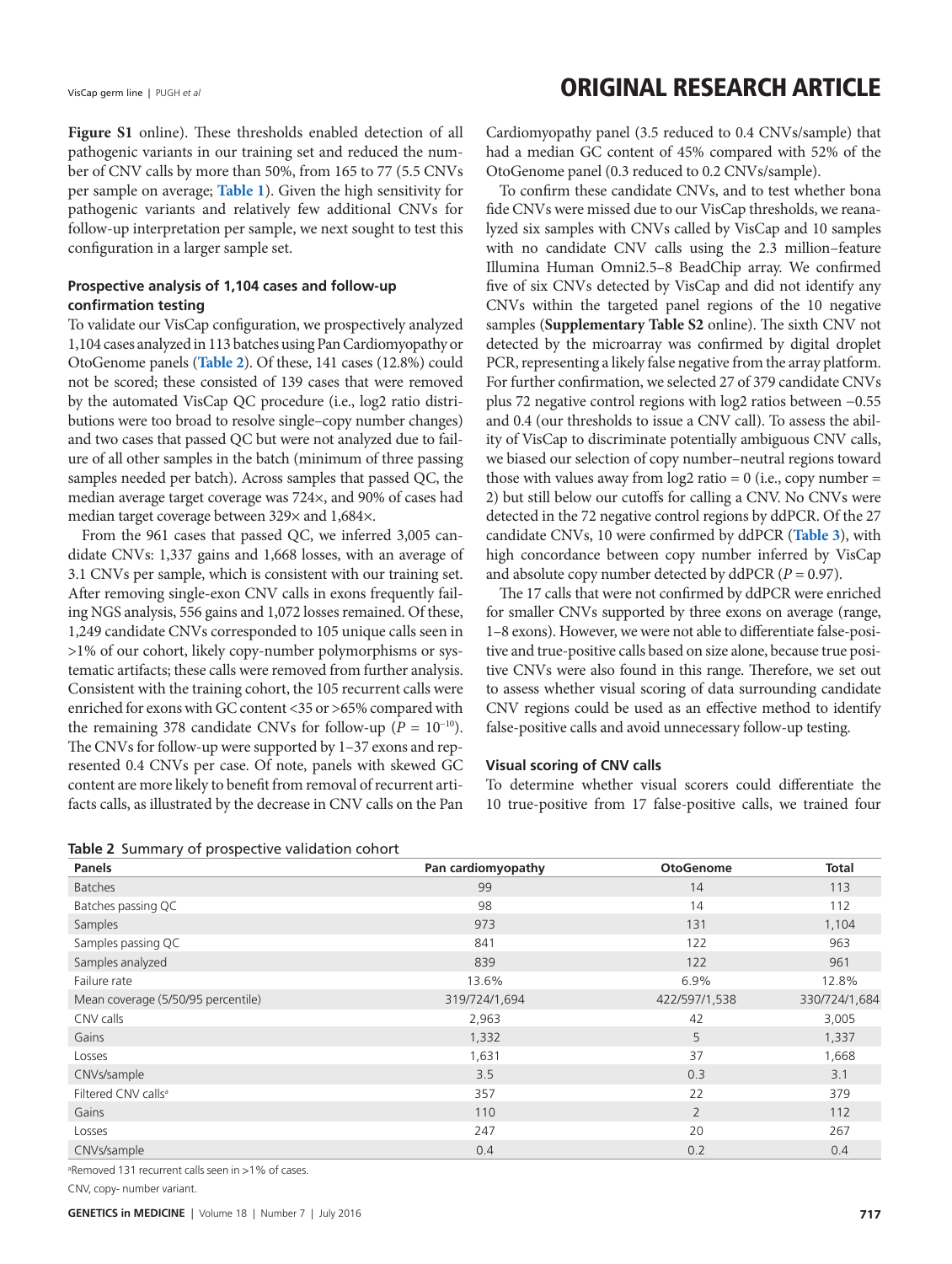**Figure S1** online). These thresholds enabled detection of all pathogenic variants in our training set and reduced the number of CNV calls by more than 50%, from 165 to 77 (5.5 CNVs per sample on average; **Table 1**). Given the high sensitivity for pathogenic variants and relatively few additional CNVs for follow-up interpretation per sample, we next sought to test this configuration in a larger sample set.

### Prospective analysis of 1,104 cases and follow-up confirmation testing

To validate our VisCap configuration, we prospectively analyzed 1,104 cases analyzed in 113 batches using Pan Cardiomyopathy or OtoGenome panels (**Table 2**). Of these, 141 cases (12.8%) could not be scored; these consisted of 139 cases that were removed by the automated VisCap QC procedure (i.e., log2 ratio distributions were too broad to resolve single–copy number changes) and two cases that passed QC but were not analyzed due to failure of all other samples in the batch (minimum of three passing samples needed per batch). Across samples that passed QC, the median average target coverage was 724×, and 90% of cases had median target coverage between 329× and 1,684×.

From the 961 cases that passed QC, we inferred 3,005 candidate CNVs: 1,337 gains and 1,668 losses, with an average of 3.1 CNVs per sample, which is consistent with our training set. After removing single-exon CNV calls in exons frequently failing NGS analysis, 556 gains and 1,072 losses remained. Of these, 1,249 candidate CNVs corresponded to 105 unique calls seen in >1% of our cohort, likely copy-number polymorphisms or systematic artifacts; these calls were removed from further analysis. Consistent with the training cohort, the 105 recurrent calls were enriched for exons with GC content <35 or >65% compared with the remaining 378 candidate CNVs for follow-up ($P = 10^{-10}$). The CNVs for follow-up were supported by 1–37 exons and represented 0.4 CNVs per case. Of note, panels with skewed GC content are more likely to benefit from removal of recurrent artifacts calls, as illustrated by the decrease in CNV calls on the Pan Cardiomyopathy panel (3.5 reduced to 0.4 CNVs/sample) that had a median GC content of 45% compared with 52% of the OtoGenome panel (0.3 reduced to 0.2 CNVs/sample).

To confirm these candidate CNVs, and to test whether bona fide CNVs were missed due to our VisCap thresholds, we reanalyzed six samples with CNVs called by VisCap and 10 samples with no candidate CNV calls using the 2.3 million–feature Illumina Human Omni2.5–8 BeadChip array. We confirmed five of six CNVs detected by VisCap and did not identify any CNVs within the targeted panel regions of the 10 negative samples (**Supplementary Table S2** online). The sixth CNV not detected by the microarray was confirmed by digital droplet PCR, representing a likely false negative from the array platform. For further confirmation, we selected 27 of 379 candidate CNVs plus 72 negative control regions with log2 ratios between −0.55 and 0.4 (our thresholds to issue a CNV call). To assess the ability of VisCap to discriminate potentially ambiguous CNV calls, we biased our selection of copy number–neutral regions toward those with values away from log2 ratio = 0 (i.e., copy number = 2) but still below our cutoffs for calling a CNV. No CNVs were detected in the 72 negative control regions by ddPCR. Of the 27 candidate CNVs, 10 were confirmed by ddPCR (**Table 3**), with high concordance between copy number inferred by VisCap and absolute copy number detected by ddPCR ($P = 0.97$).

The 17 calls that were not confirmed by ddPCR were enriched for smaller CNVs supported by three exons on average (range, 1–8 exons). However, we were not able to differentiate false-positive and true-positive calls based on size alone, because true positive CNVs were also found in this range. Therefore, we set out to assess whether visual scoring of data surrounding candidate CNV regions could be used as an effective method to identify false-positive calls and avoid unnecessary follow-up testing.

### Visual scoring of CNV calls

To determine whether visual scorers could differentiate the 10 true-positive from 17 false-positive calls, we trained four

**Table 2** Summary of prospective validation cohort

| Panels | Pan cardiomyopathy | OtoGenome | Total |
|---|---|---|---|
| Batches | 99 | 14 | 113 |
| Batches passing QC | 98 | 14 | 112 |
| Samples | 973 | 131 | 1,104 |
| Samples passing QC | 841 | 122 | 963 |
| Samples analyzed | 839 | 122 | 961 |
| Failure rate | 13.6% | 6.9% | 12.8% |
| Mean coverage (5/50/95 percentile) | 319/724/1,694 | 422/597/1,538 | 330/724/1,684 |
| CNV calls | 2,963 | 42 | 3,005 |
| Gains | 1,332 | 5 | 1,337 |
| Losses | 1,631 | 37 | 1,668 |
| CNVs/sample | 3.5 | 0.3 | 3.1 |
| Filtered CNV calls[a] | 357 | 22 | 379 |
| Gains | 110 | 2 | 112 |
| Losses | 247 | 20 | 267 |
| CNVs/sample | 0.4 | 0.2 | 0.4 |

[a]Removed 131 recurrent calls seen in >1% of cases.

CNV, copy- number variant.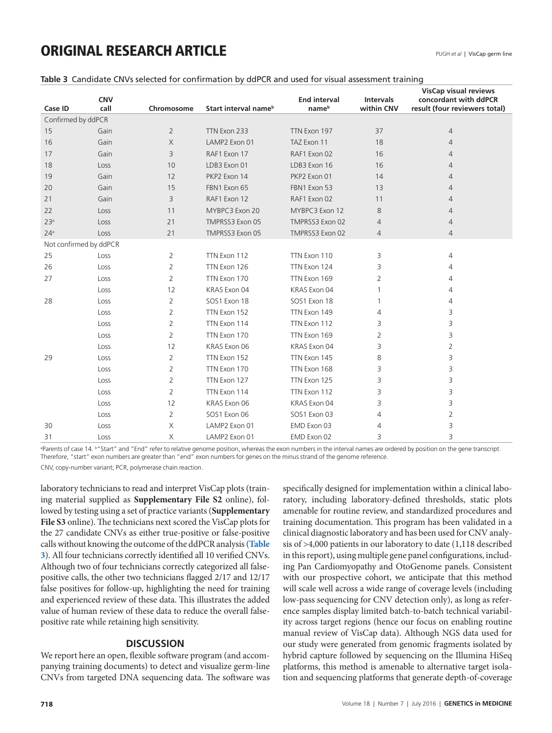**Table 3** Candidate CNVs selected for confirmation by ddPCR and used for visual assessment training

| Case ID | CNV call | Chromosome | Start interval name[b] | End interval name[b] | Intervals within CNV | VisCap visual reviews concordant with ddPCR result (four reviewers total) |
|---|---|---|---|---|---|---|
| Confirmed by ddPCR | | | | | | |
| 15 | Gain | 2 | TTN Exon 233 | TTN Exon 197 | 37 | 4 |
| 16 | Gain | X | LAMP2 Exon 01 | TAZ Exon 11 | 18 | 4 |
| 17 | Gain | 3 | RAF1 Exon 17 | RAF1 Exon 02 | 16 | 4 |
| 18 | Loss | 10 | LDB3 Exon 01 | LDB3 Exon 16 | 16 | 4 |
| 19 | Gain | 12 | PKP2 Exon 14 | PKP2 Exon 01 | 14 | 4 |
| 20 | Gain | 15 | FBN1 Exon 65 | FBN1 Exon 53 | 13 | 4 |
| 21 | Gain | 3 | RAF1 Exon 12 | RAF1 Exon 02 | 11 | 4 |
| 22 | Loss | 11 | MYBPC3 Exon 20 | MYBPC3 Exon 12 | 8 | 4 |
| 23[a] | Loss | 21 | TMPRSS3 Exon 05 | TMPRSS3 Exon 02 | 4 | 4 |
| 24[a] | Loss | 21 | TMPRSS3 Exon 05 | TMPRSS3 Exon 02 | 4 | 4 |
| Not confirmed by ddPCR | | | | | | |
| 25 | Loss | 2 | TTN Exon 112 | TTN Exon 110 | 3 | 4 |
| 26 | Loss | 2 | TTN Exon 126 | TTN Exon 124 | 3 | 4 |
| 27 | Loss | 2 | TTN Exon 170 | TTN Exon 169 | 2 | 4 |
| | Loss | 12 | KRAS Exon 04 | KRAS Exon 04 | 1 | 4 |
| 28 | Loss | 2 | SOS1 Exon 18 | SOS1 Exon 18 | 1 | 4 |
| | Loss | 2 | TTN Exon 152 | TTN Exon 149 | 4 | 3 |
| | Loss | 2 | TTN Exon 114 | TTN Exon 112 | 3 | 3 |
| | Loss | 2 | TTN Exon 170 | TTN Exon 169 | 2 | 3 |
| | Loss | 12 | KRAS Exon 06 | KRAS Exon 04 | 3 | 2 |
| 29 | Loss | 2 | TTN Exon 152 | TTN Exon 145 | 8 | 3 |
| | Loss | 2 | TTN Exon 170 | TTN Exon 168 | 3 | 3 |
| | Loss | 2 | TTN Exon 127 | TTN Exon 125 | 3 | 3 |
| | Loss | 2 | TTN Exon 114 | TTN Exon 112 | 3 | 3 |
| | Loss | 12 | KRAS Exon 06 | KRAS Exon 04 | 3 | 3 |
| | Loss | 2 | SOS1 Exon 06 | SOS1 Exon 03 | 4 | 2 |
| 30 | Loss | X | LAMP2 Exon 01 | EMD Exon 03 | 4 | 3 |
| 31 | Loss | X | LAMP2 Exon 01 | EMD Exon 02 | 3 | 3 |

[a]Parents of case 14. [b]"Start" and "End" refer to relative genome position, whereas the exon numbers in the interval names are ordered by position on the gene transcript. Therefore, "start" exon numbers are greater than "end" exon numbers for genes on the minus strand of the genome reference.

CNV, copy-number variant; PCR, polymerase chain reaction.

laboratory technicians to read and interpret VisCap plots (training material supplied as **Supplementary File S2** online), followed by testing using a set of practice variants (**Supplementary File S3** online). The technicians next scored the VisCap plots for the 27 candidate CNVs as either true-positive or false-positive calls without knowing the outcome of the ddPCR analysis (**Table 3**). All four technicians correctly identified all 10 verified CNVs. Although two of four technicians correctly categorized all false-positive calls, the other two technicians flagged 2/17 and 12/17 false positives for follow-up, highlighting the need for training and experienced review of these data. This illustrates the added value of human review of these data to reduce the overall false-positive rate while retaining high sensitivity.

## DISCUSSION

We report here an open, flexible software program (and accompanying training documents) to detect and visualize germ-line CNVs from targeted DNA sequencing data. The software was specifically designed for implementation within a clinical laboratory, including laboratory-defined thresholds, static plots amenable for routine review, and standardized procedures and training documentation. This program has been validated in a clinical diagnostic laboratory and has been used for CNV analysis of >4,000 patients in our laboratory to date (1,118 described in this report), using multiple gene panel configurations, including Pan Cardiomyopathy and OtoGenome panels. Consistent with our prospective cohort, we anticipate that this method will scale well across a wide range of coverage levels (including low-pass sequencing for CNV detection only), as long as reference samples display limited batch-to-batch technical variability across target regions (hence our focus on enabling routine manual review of VisCap data). Although NGS data used for our study were generated from genomic fragments isolated by hybrid capture followed by sequencing on the Illumina HiSeq platforms, this method is amenable to alternative target isolation and sequencing platforms that generate depth-of-coverage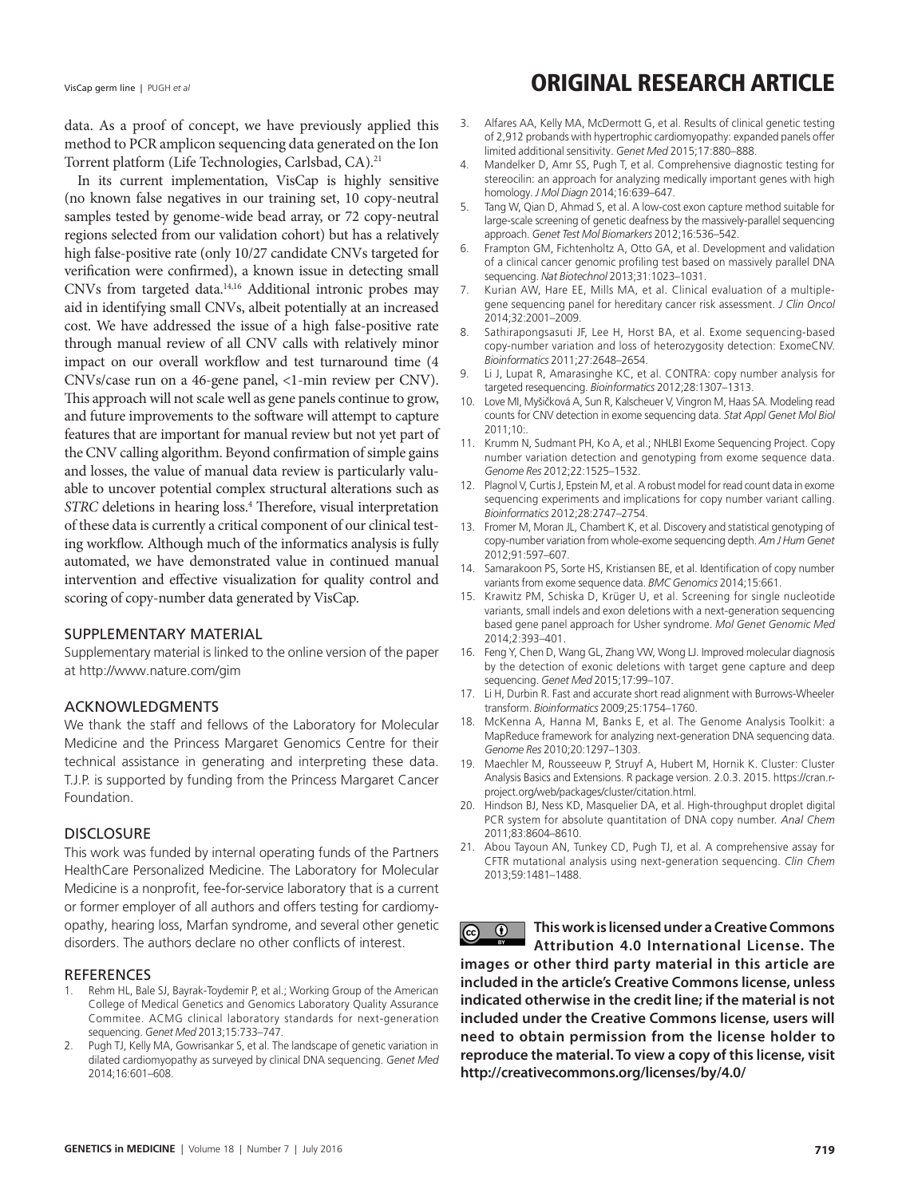data. As a proof of concept, we have previously applied this method to PCR amplicon sequencing data generated on the Ion Torrent platform (Life Technologies, Carlsbad, CA).[21]

In its current implementation, VisCap is highly sensitive (no known false negatives in our training set, 10 copy-neutral samples tested by genome-wide bead array, or 72 copy-neutral regions selected from our validation cohort) but has a relatively high false-positive rate (only 10/27 candidate CNVs targeted for verification were confirmed), a known issue in detecting small CNVs from targeted data.[14,16] Additional intronic probes may aid in identifying small CNVs, albeit potentially at an increased cost. We have addressed the issue of a high false-positive rate through manual review of all CNV calls with relatively minor impact on our overall workflow and test turnaround time (4 CNVs/case run on a 46-gene panel, <1-min review per CNV). This approach will not scale well as gene panels continue to grow, and future improvements to the software will attempt to capture features that are important for manual review but not yet part of the CNV calling algorithm. Beyond confirmation of simple gains and losses, the value of manual data review is particularly valuable to uncover potential complex structural alterations such as *STRC* deletions in hearing loss.[4] Therefore, visual interpretation of these data is currently a critical component of our clinical testing workflow. Although much of the informatics analysis is fully automated, we have demonstrated value in continued manual intervention and effective visualization for quality control and scoring of copy-number data generated by VisCap.

## SUPPLEMENTARY MATERIAL

Supplementary material is linked to the online version of the paper at http://www.nature.com/gim

## ACKNOWLEDGMENTS

We thank the staff and fellows of the Laboratory for Molecular Medicine and the Princess Margaret Genomics Centre for their technical assistance in generating and interpreting these data. T.J.P. is supported by funding from the Princess Margaret Cancer Foundation.

## DISCLOSURE

This work was funded by internal operating funds of the Partners HealthCare Personalized Medicine. The Laboratory for Molecular Medicine is a nonprofit, fee-for-service laboratory that is a current or former employer of all authors and offers testing for cardiomyopathy, hearing loss, Marfan syndrome, and several other genetic disorders. The authors declare no other conflicts of interest.

## REFERENCES

1. Rehm HL, Bale SJ, Bayrak-Toydemir P, et al.; Working Group of the American College of Medical Genetics and Genomics Laboratory Quality Assurance Commitee. ACMG clinical laboratory standards for next-generation sequencing. *Genet Med* 2013;15:733–747.
2. Pugh TJ, Kelly MA, Gowrisankar S, et al. The landscape of genetic variation in dilated cardiomyopathy as surveyed by clinical DNA sequencing. *Genet Med* 2014;16:601–608.
3. Alfares AA, Kelly MA, McDermott G, et al. Results of clinical genetic testing of 2,912 probands with hypertrophic cardiomyopathy: expanded panels offer limited additional sensitivity. *Genet Med* 2015;17:880–888.
4. Mandelker D, Amr SS, Pugh T, et al. Comprehensive diagnostic testing for stereocilin: an approach for analyzing medically important genes with high homology. *J Mol Diagn* 2014;16:639–647.
5. Tang W, Qian D, Ahmad S, et al. A low-cost exon capture method suitable for large-scale screening of genetic deafness by the massively-parallel sequencing approach. *Genet Test Mol Biomarkers* 2012;16:536–542.
6. Frampton GM, Fichtenholtz A, Otto GA, et al. Development and validation of a clinical cancer genomic profiling test based on massively parallel DNA sequencing. *Nat Biotechnol* 2013;31:1023–1031.
7. Kurian AW, Hare EE, Mills MA, et al. Clinical evaluation of a multiple-gene sequencing panel for hereditary cancer risk assessment. *J Clin Oncol* 2014;32:2001–2009.
8. Sathirapongsasuti JF, Lee H, Horst BA, et al. Exome sequencing-based copy-number variation and loss of heterozygosity detection: ExomeCNV. *Bioinformatics* 2011;27:2648–2654.
9. Li J, Lupat R, Amarasinghe KC, et al. CONTRA: copy number analysis for targeted resequencing. *Bioinformatics* 2012;28:1307–1313.
10. Love MI, Myšičková A, Sun R, Kalscheuer V, Vingron M, Haas SA. Modeling read counts for CNV detection in exome sequencing data. *Stat Appl Genet Mol Biol* 2011;10:.
11. Krumm N, Sudmant PH, Ko A, et al.; NHLBI Exome Sequencing Project. Copy number variation detection and genotyping from exome sequence data. *Genome Res* 2012;22:1525–1532.
12. Plagnol V, Curtis J, Epstein M, et al. A robust model for read count data in exome sequencing experiments and implications for copy number variant calling. *Bioinformatics* 2012;28:2747–2754.
13. Fromer M, Moran JL, Chambert K, et al. Discovery and statistical genotyping of copy-number variation from whole-exome sequencing depth. *Am J Hum Genet* 2012;91:597–607.
14. Samarakoon PS, Sorte HS, Kristiansen BE, et al. Identification of copy number variants from exome sequence data. *BMC Genomics* 2014;15:661.
15. Krawitz PM, Schiska D, Krüger U, et al. Screening for single nucleotide variants, small indels and exon deletions with a next-generation sequencing based gene panel approach for Usher syndrome. *Mol Genet Genomic Med* 2014;2:393–401.
16. Feng Y, Chen D, Wang GL, Zhang VW, Wong LJ. Improved molecular diagnosis by the detection of exonic deletions with target gene capture and deep sequencing. *Genet Med* 2015;17:99–107.
17. Li H, Durbin R. Fast and accurate short read alignment with Burrows-Wheeler transform. *Bioinformatics* 2009;25:1754–1760.
18. McKenna A, Hanna M, Banks E, et al. The Genome Analysis Toolkit: a MapReduce framework for analyzing next-generation DNA sequencing data. *Genome Res* 2010;20:1297–1303.
19. Maechler M, Rousseeuw P, Struyf A, Hubert M, Hornik K. Cluster: Cluster Analysis Basics and Extensions. R package version. 2.0.3. 2015. https://cran.r-project.org/web/packages/cluster/citation.html.
20. Hindson BJ, Ness KD, Masquelier DA, et al. High-throughput droplet digital PCR system for absolute quantitation of DNA copy number. *Anal Chem* 2011;83:8604–8610.
21. Abou Tayoun AN, Tunkey CD, Pugh TJ, et al. A comprehensive assay for CFTR mutational analysis using next-generation sequencing. *Clin Chem* 2013;59:1481–1488.

**This work is licensed under a Creative Commons Attribution 4.0 International License. The images or other third party material in this article are included in the article's Creative Commons license, unless indicated otherwise in the credit line; if the material is not included under the Creative Commons license, users will need to obtain permission from the license holder to reproduce the material. To view a copy of this license, visit http://creativecommons.org/licenses/by/4.0/**